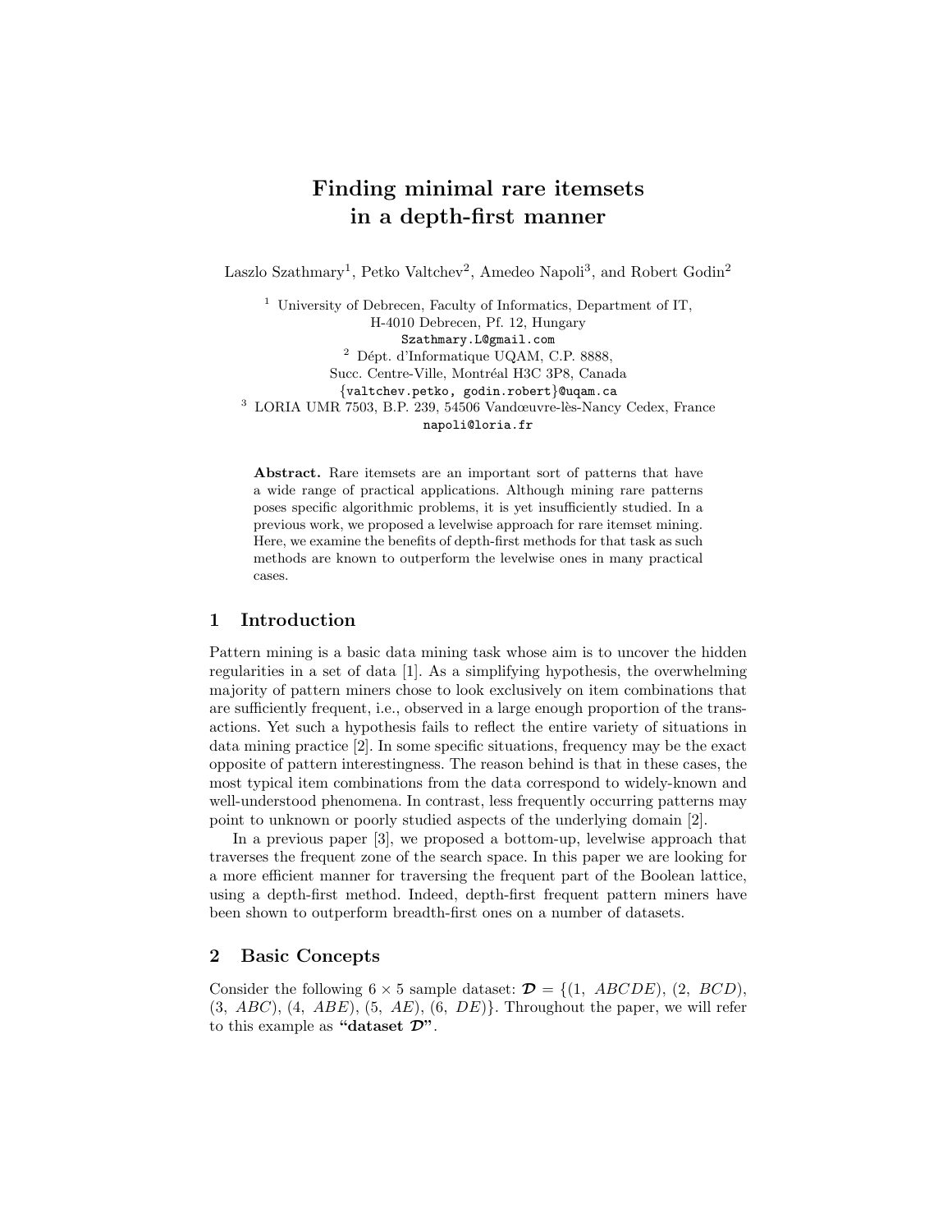# Finding minimal rare itemsets in a depth-first manner

Laszlo Szathmary[1], Petko Valtchev[2], Amedeo Napoli[3], and Robert Godin[2]

[1] University of Debrecen, Faculty of Informatics, Department of IT, H-4010 Debrecen, Pf. 12, Hungary
Szathmary.L@gmail.com

[2] Dépt. d'Informatique UQAM, C.P. 8888, Succ. Centre-Ville, Montréal H3C 3P8, Canada
{valtchev.petko, godin.robert}@uqam.ca

[3] LORIA UMR 7503, B.P. 239, 54506 Vandœuvre-lès-Nancy Cedex, France
napoli@loria.fr

**Abstract.** Rare itemsets are an important sort of patterns that have a wide range of practical applications. Although mining rare patterns poses specific algorithmic problems, it is yet insufficiently studied. In a previous work, we proposed a levelwise approach for rare itemset mining. Here, we examine the benefits of depth-first methods for that task as such methods are known to outperform the levelwise ones in many practical cases.

## 1 Introduction

Pattern mining is a basic data mining task whose aim is to uncover the hidden regularities in a set of data [1]. As a simplifying hypothesis, the overwhelming majority of pattern miners chose to look exclusively on item combinations that are sufficiently frequent, i.e., observed in a large enough proportion of the transactions. Yet such a hypothesis fails to reflect the entire variety of situations in data mining practice [2]. In some specific situations, frequency may be the exact opposite of pattern interestingness. The reason behind is that in these cases, the most typical item combinations from the data correspond to widely-known and well-understood phenomena. In contrast, less frequently occurring patterns may point to unknown or poorly studied aspects of the underlying domain [2].

In a previous paper [3], we proposed a bottom-up, levelwise approach that traverses the frequent zone of the search space. In this paper we are looking for a more efficient manner for traversing the frequent part of the Boolean lattice, using a depth-first method. Indeed, depth-first frequent pattern miners have been shown to outperform breadth-first ones on a number of datasets.

## 2 Basic Concepts

Consider the following $6 \times 5$ sample dataset: $\boldsymbol{\mathcal{D}} = \{(1,\ ABCDE), (2,\ BCD), (3,\ ABC), (4,\ ABE), (5,\ AE), (6,\ DE)\}$. Throughout the paper, we will refer to this example as **"dataset $\mathcal{D}$"**.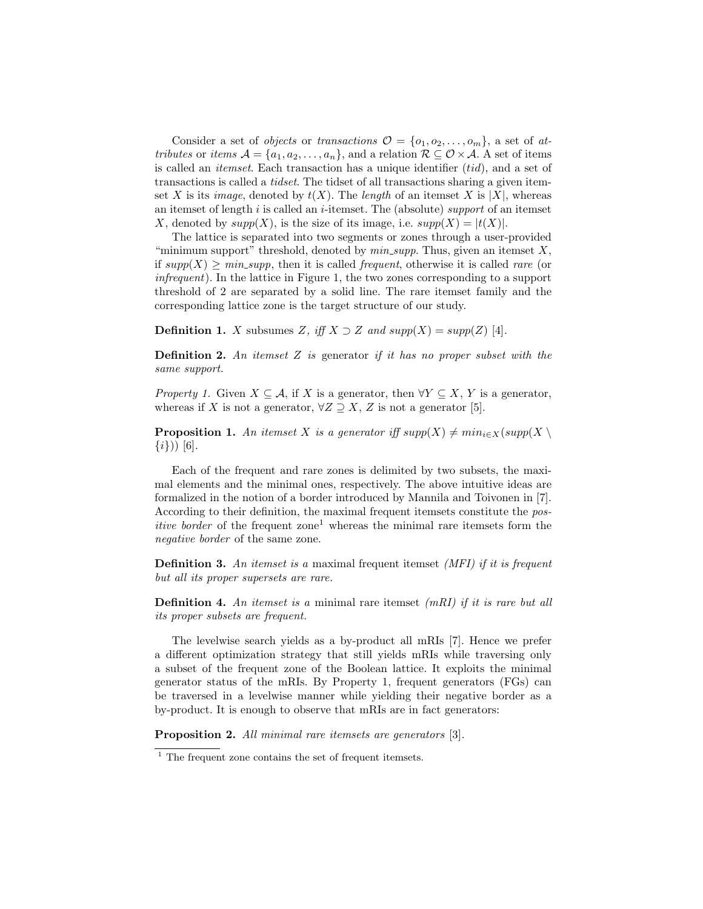Consider a set of *objects* or *transactions* $\mathcal{O} = \{o_1, o_2, \ldots, o_m\}$, a set of *attributes* or *items* $\mathcal{A} = \{a_1, a_2, \ldots, a_n\}$, and a relation $\mathcal{R} \subseteq \mathcal{O} \times \mathcal{A}$. A set of items is called an *itemset*. Each transaction has a unique identifier (*tid*), and a set of transactions is called a *tidset*. The tidset of all transactions sharing a given itemset $X$ is its *image*, denoted by $t(X)$. The *length* of an itemset $X$ is $|X|$, whereas an itemset of length $i$ is called an $i$-itemset. The (absolute) *support* of an itemset $X$, denoted by $supp(X)$, is the size of its image, i.e. $supp(X) = |t(X)|$.

The lattice is separated into two segments or zones through a user-provided "minimum support" threshold, denoted by *min_supp*. Thus, given an itemset $X$, if $supp(X) \geq min\_supp$, then it is called *frequent*, otherwise it is called *rare* (or *infrequent*). In the lattice in Figure 1, the two zones corresponding to a support threshold of 2 are separated by a solid line. The rare itemset family and the corresponding lattice zone is the target structure of our study.

**Definition 1.** *$X$ subsumes $Z$, iff $X \supset Z$ and $supp(X) = supp(Z)$ [4].*

**Definition 2.** *An itemset $Z$ is generator if it has no proper subset with the same support.*

*Property 1.* Given $X \subseteq \mathcal{A}$, if $X$ is a generator, then $\forall Y \subseteq X$, $Y$ is a generator, whereas if $X$ is not a generator, $\forall Z \supseteq X$, $Z$ is not a generator [5].

**Proposition 1.** *An itemset $X$ is a generator iff $supp(X) \neq min_{i \in X}(supp(X \setminus \{i\}))$ [6].*

Each of the frequent and rare zones is delimited by two subsets, the maximal elements and the minimal ones, respectively. The above intuitive ideas are formalized in the notion of a border introduced by Mannila and Toivonen in [7]. According to their definition, the maximal frequent itemsets constitute the *positive border* of the frequent zone[1] whereas the minimal rare itemsets form the *negative border* of the same zone.

**Definition 3.** *An itemset is a maximal frequent itemset (MFI) if it is frequent but all its proper supersets are rare.*

**Definition 4.** *An itemset is a minimal rare itemset (mRI) if it is rare but all its proper subsets are frequent.*

The levelwise search yields as a by-product all mRIs [7]. Hence we prefer a different optimization strategy that still yields mRIs while traversing only a subset of the frequent zone of the Boolean lattice. It exploits the minimal generator status of the mRIs. By Property 1, frequent generators (FGs) can be traversed in a levelwise manner while yielding their negative border as a by-product. It is enough to observe that mRIs are in fact generators:

**Proposition 2.** *All minimal rare itemsets are generators [3].*

[1] The frequent zone contains the set of frequent itemsets.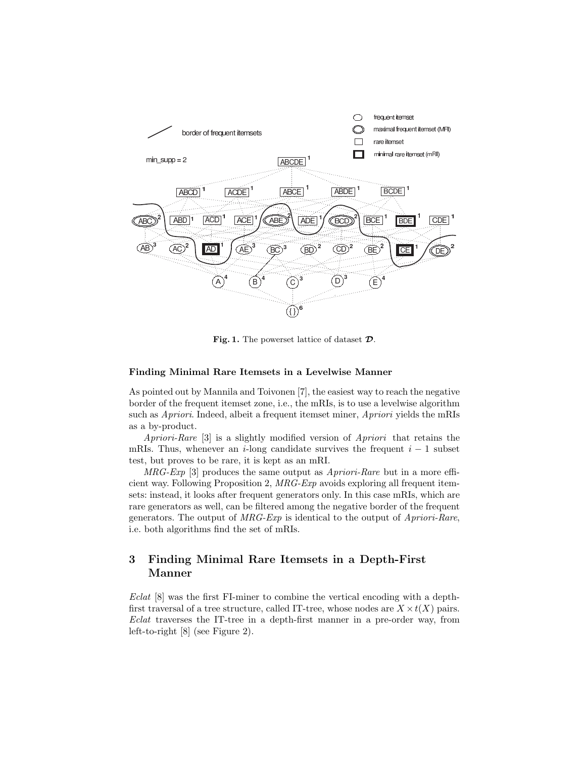**Fig. 1.** The powerset lattice of dataset $\mathcal{D}$.

#### Finding Minimal Rare Itemsets in a Levelwise Manner

As pointed out by Mannila and Toivonen [7], the easiest way to reach the negative border of the frequent itemset zone, i.e., the mRIs, is to use a levelwise algorithm such as *Apriori*. Indeed, albeit a frequent itemset miner, *Apriori* yields the mRIs as a by-product.

*Apriori-Rare* [3] is a slightly modified version of *Apriori* that retains the mRIs. Thus, whenever an $i$-long candidate survives the frequent $i-1$ subset test, but proves to be rare, it is kept as an mRI.

*MRG-Exp* [3] produces the same output as *Apriori-Rare* but in a more efficient way. Following Proposition 2, *MRG-Exp* avoids exploring all frequent itemsets: instead, it looks after frequent generators only. In this case mRIs, which are rare generators as well, can be filtered among the negative border of the frequent generators. The output of *MRG-Exp* is identical to the output of *Apriori-Rare*, i.e. both algorithms find the set of mRIs.

## 3 Finding Minimal Rare Itemsets in a Depth-First Manner

*Eclat* [8] was the first FI-miner to combine the vertical encoding with a depth-first traversal of a tree structure, called IT-tree, whose nodes are $X \times t(X)$ pairs. *Eclat* traverses the IT-tree in a depth-first manner in a pre-order way, from left-to-right [8] (see Figure 2).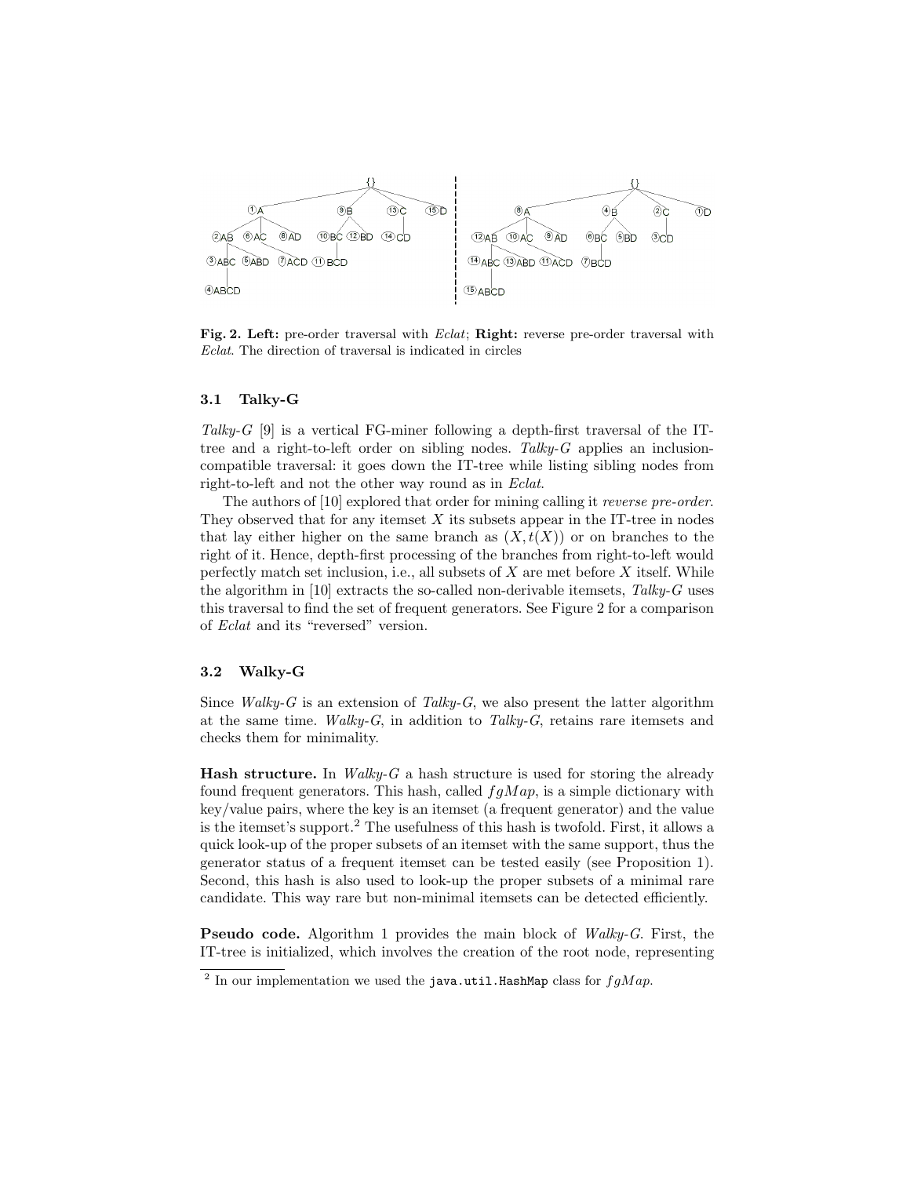Fig. 2. **Left:** pre-order traversal with *Eclat*; **Right:** reverse pre-order traversal with *Eclat*. The direction of traversal is indicated in circles

### 3.1 Talky-G

*Talky-G* [9] is a vertical FG-miner following a depth-first traversal of the IT-tree and a right-to-left order on sibling nodes. *Talky-G* applies an inclusion-compatible traversal: it goes down the IT-tree while listing sibling nodes from right-to-left and not the other way round as in *Eclat*.

The authors of [10] explored that order for mining calling it *reverse pre-order*. They observed that for any itemset $X$ its subsets appear in the IT-tree in nodes that lay either higher on the same branch as $(X, t(X))$ or on branches to the right of it. Hence, depth-first processing of the branches from right-to-left would perfectly match set inclusion, i.e., all subsets of $X$ are met before $X$ itself. While the algorithm in [10] extracts the so-called non-derivable itemsets, *Talky-G* uses this traversal to find the set of frequent generators. See Figure 2 for a comparison of *Eclat* and its "reversed" version.

### 3.2 Walky-G

Since *Walky-G* is an extension of *Talky-G*, we also present the latter algorithm at the same time. *Walky-G*, in addition to *Talky-G*, retains rare itemsets and checks them for minimality.

**Hash structure.** In *Walky-G* a hash structure is used for storing the already found frequent generators. This hash, called $fgMap$, is a simple dictionary with key/value pairs, where the key is an itemset (a frequent generator) and the value is the itemset's support.[2] The usefulness of this hash is twofold. First, it allows a quick look-up of the proper subsets of an itemset with the same support, thus the generator status of a frequent itemset can be tested easily (see Proposition 1). Second, this hash is also used to look-up the proper subsets of a minimal rare candidate. This way rare but non-minimal itemsets can be detected efficiently.

**Pseudo code.** Algorithm 1 provides the main block of *Walky-G*. First, the IT-tree is initialized, which involves the creation of the root node, representing

[2] In our implementation we used the `java.util.HashMap` class for $fgMap$.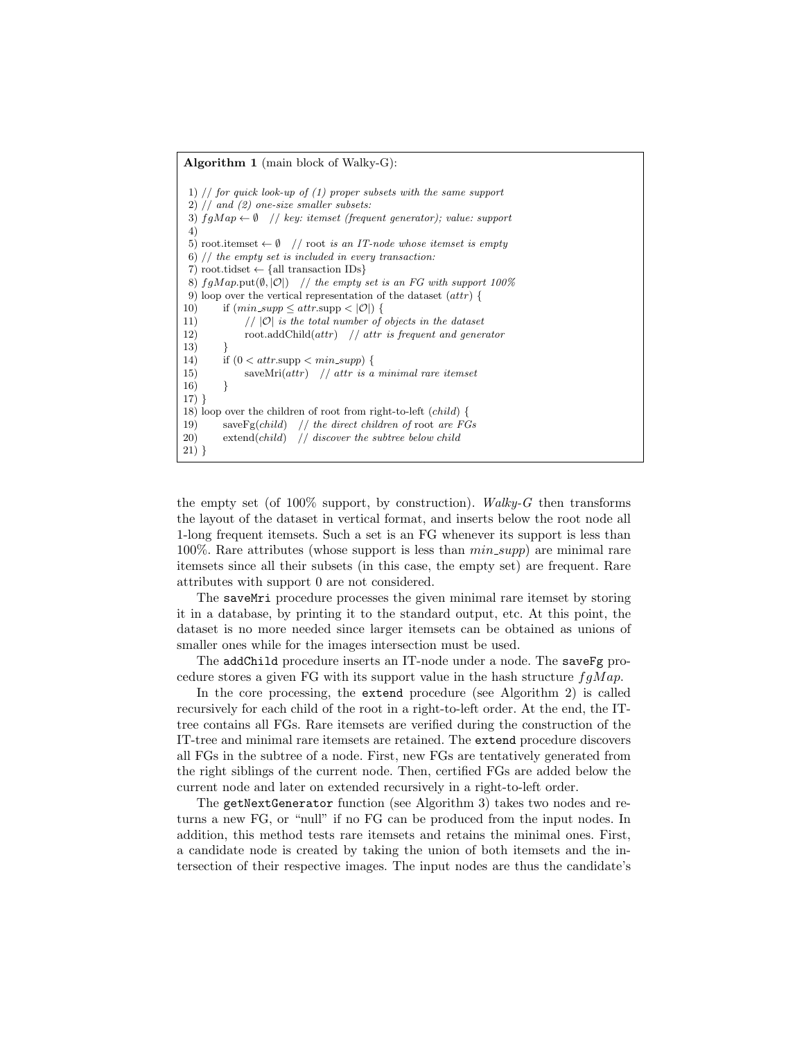**Algorithm 1** (main block of Walky-G):

```
 1) // for quick look-up of (1) proper subsets with the same support
 2) // and (2) one-size smaller subsets:
 3) fgMap ← ∅   // key: itemset (frequent generator); value: support
 4)
 5) root.itemset ← ∅   // root is an IT-node whose itemset is empty
 6) // the empty set is included in every transaction:
 7) root.tidset ← {all transaction IDs}
 8) fgMap.put(∅, |O|)   // the empty set is an FG with support 100%
 9) loop over the vertical representation of the dataset (attr) {
10)       if (min_supp ≤ attr.supp < |O|) {
11)             // |O| is the total number of objects in the dataset
12)             root.addChild(attr)   // attr is frequent and generator
13)       }
14)       if (0 < attr.supp < min_supp) {
15)             saveMri(attr)   // attr is a minimal rare itemset
16)       }
17) }
18) loop over the children of root from right-to-left (child) {
19)       saveFg(child)   // the direct children of root are FGs
20)       extend(child)   // discover the subtree below child
21) }
```

the empty set (of 100% support, by construction). *Walky-G* then transforms the layout of the dataset in vertical format, and inserts below the root node all 1-long frequent itemsets. Such a set is an FG whenever its support is less than 100%. Rare attributes (whose support is less than $min\_supp$) are minimal rare itemsets since all their subsets (in this case, the empty set) are frequent. Rare attributes with support 0 are not considered.

The `saveMri` procedure processes the given minimal rare itemset by storing it in a database, by printing it to the standard output, etc. At this point, the dataset is no more needed since larger itemsets can be obtained as unions of smaller ones while for the images intersection must be used.

The `addChild` procedure inserts an IT-node under a node. The `saveFg` procedure stores a given FG with its support value in the hash structure $fgMap$.

In the core processing, the `extend` procedure (see Algorithm 2) is called recursively for each child of the root in a right-to-left order. At the end, the IT-tree contains all FGs. Rare itemsets are verified during the construction of the IT-tree and minimal rare itemsets are retained. The `extend` procedure discovers all FGs in the subtree of a node. First, new FGs are tentatively generated from the right siblings of the current node. Then, certified FGs are added below the current node and later on extended recursively in a right-to-left order.

The `getNextGenerator` function (see Algorithm 3) takes two nodes and returns a new FG, or "null" if no FG can be produced from the input nodes. In addition, this method tests rare itemsets and retains the minimal ones. First, a candidate node is created by taking the union of both itemsets and the intersection of their respective images. The input nodes are thus the candidate's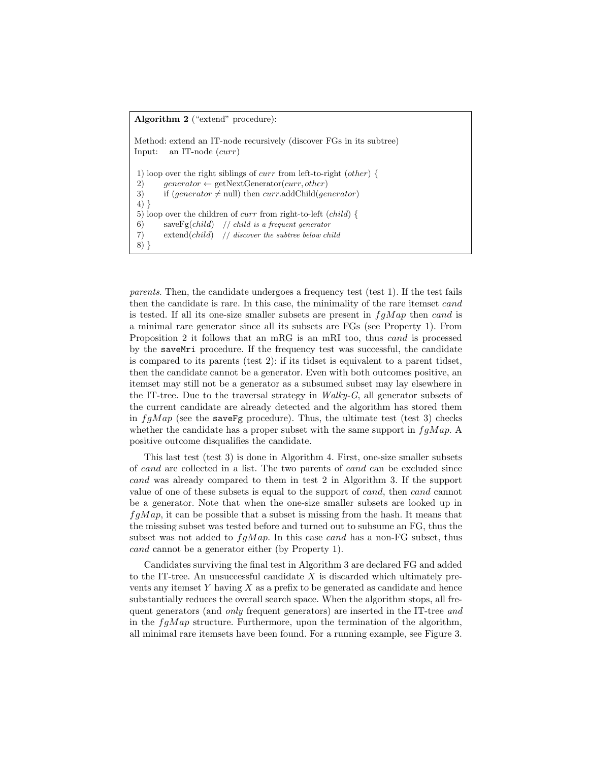**Algorithm 2** ("extend" procedure):

Method: extend an IT-node recursively (discover FGs in its subtree)
Input: an IT-node (*curr*)

```
1) loop over the right siblings of curr from left-to-right (other) {
2)     generator ← getNextGenerator(curr, other)
3)     if (generator ≠ null) then curr.addChild(generator)
4) }
5) loop over the children of curr from right-to-left (child) {
6)     saveFg(child)   // child is a frequent generator
7)     extend(child)   // discover the subtree below child
8) }
```

*parents*. Then, the candidate undergoes a frequency test (test 1). If the test fails then the candidate is rare. In this case, the minimality of the rare itemset *cand* is tested. If all its one-size smaller subsets are present in $fgMap$ then *cand* is a minimal rare generator since all its subsets are FGs (see Property 1). From Proposition 2 it follows that an mRG is an mRI too, thus *cand* is processed by the `saveMri` procedure. If the frequency test was successful, the candidate is compared to its parents (test 2): if its tidset is equivalent to a parent tidset, then the candidate cannot be a generator. Even with both outcomes positive, an itemset may still not be a generator as a subsumed subset may lay elsewhere in the IT-tree. Due to the traversal strategy in *Walky-G*, all generator subsets of the current candidate are already detected and the algorithm has stored them in $fgMap$ (see the `saveFg` procedure). Thus, the ultimate test (test 3) checks whether the candidate has a proper subset with the same support in $fgMap$. A positive outcome disqualifies the candidate.

This last test (test 3) is done in Algorithm 4. First, one-size smaller subsets of *cand* are collected in a list. The two parents of *cand* can be excluded since *cand* was already compared to them in test 2 in Algorithm 3. If the support value of one of these subsets is equal to the support of *cand*, then *cand* cannot be a generator. Note that when the one-size smaller subsets are looked up in $fgMap$, it can be possible that a subset is missing from the hash. It means that the missing subset was tested before and turned out to subsume an FG, thus the subset was not added to $fgMap$. In this case *cand* has a non-FG subset, thus *cand* cannot be a generator either (by Property 1).

Candidates surviving the final test in Algorithm 3 are declared FG and added to the IT-tree. An unsuccessful candidate $X$ is discarded which ultimately prevents any itemset $Y$ having $X$ as a prefix to be generated as candidate and hence substantially reduces the overall search space. When the algorithm stops, all frequent generators (and *only* frequent generators) are inserted in the IT-tree *and* in the $fgMap$ structure. Furthermore, upon the termination of the algorithm, all minimal rare itemsets have been found. For a running example, see Figure 3.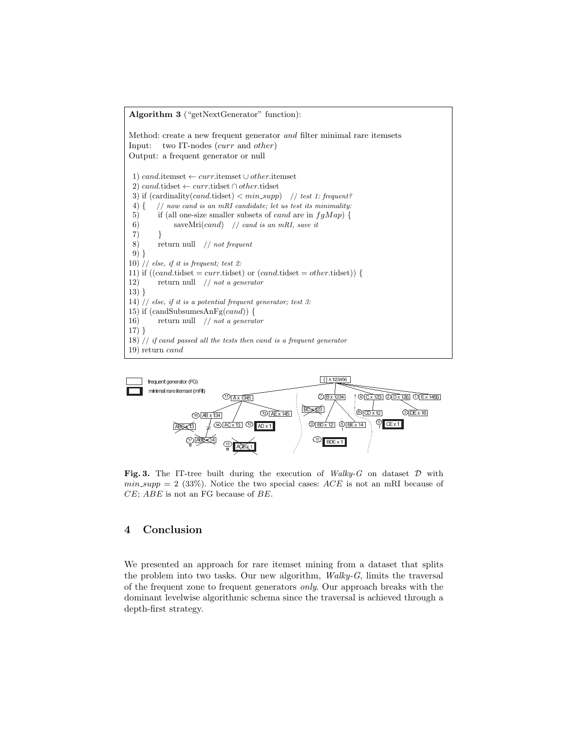**Algorithm 3** ("getNextGenerator" function):

Method: create a new frequent generator *and* filter minimal rare itemsets
Input: two IT-nodes (*curr* and *other*)
Output: a frequent generator or null

```
 1) cand.itemset ← curr.itemset ∪ other.itemset
 2) cand.tidset ← curr.tidset ∩ other.tidset
 3) if (cardinality(cand.tidset) < min_supp)   // test 1: frequent?
 4) {   // now cand is an mRI candidate; let us test its minimality:
 5)      if (all one-size smaller subsets of cand are in fgMap) {
 6)           saveMri(cand)   // cand is an mRI, save it
 7)      }
 8)      return null   // not frequent
 9) }
10) // else, if it is frequent; test 2:
11) if ((cand.tidset = curr.tidset) or (cand.tidset = other.tidset)) {
12)      return null   // not a generator
13) }
14) // else, if it is a potential frequent generator; test 3:
15) if (candSubsumesAnFg(cand)) {
16)      return null   // not a generator
17) }
18) // if cand passed all the tests then cand is a frequent generator
19) return cand
```

**Fig. 3.** The IT-tree built during the execution of *Walky-G* on dataset $\mathcal{D}$ with $min\_supp = 2$ (33%). Notice the two special cases: $ACE$ is not an mRI because of $CE$; $ABE$ is not an FG because of $BE$.

## 4 Conclusion

We presented an approach for rare itemset mining from a dataset that splits the problem into two tasks. Our new algorithm, *Walky-G*, limits the traversal of the frequent zone to frequent generators *only*. Our approach breaks with the dominant levelwise algorithmic schema since the traversal is achieved through a depth-first strategy.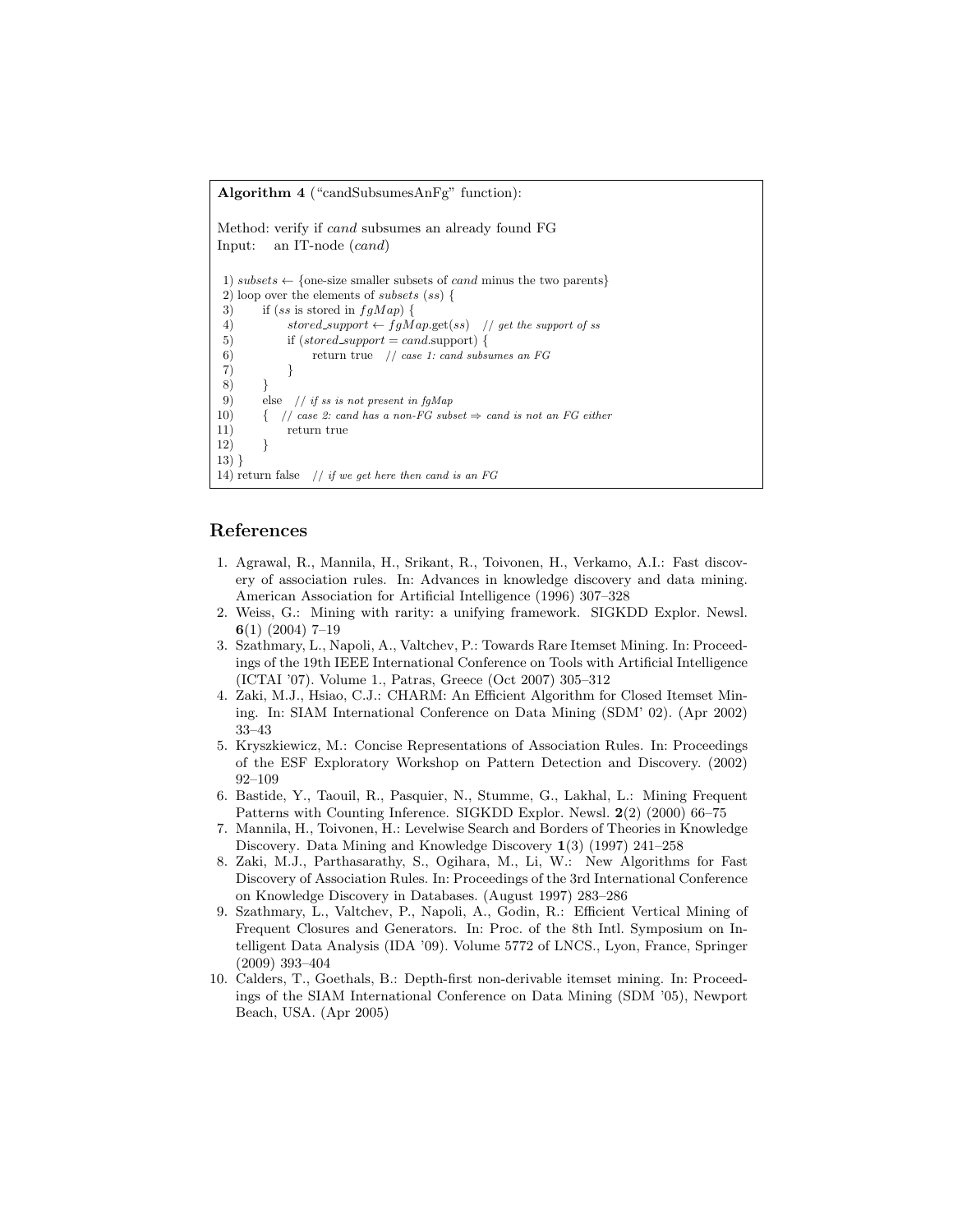**Algorithm 4** ("candSubsumesAnFg" function):

Method: verify if *cand* subsumes an already found FG
Input: an IT-node (*cand*)

```
 1) subsets ← {one-size smaller subsets of cand minus the two parents}
 2) loop over the elements of subsets (ss) {
 3)      if (ss is stored in fgMap) {
 4)           stored_support ← fgMap.get(ss)   // get the support of ss
 5)           if (stored_support = cand.support) {
 6)                return true   // case 1: cand subsumes an FG
 7)           }
 8)      }
 9)      else   // if ss is not present in fgMap
10)      {   // case 2: cand has a non-FG subset ⇒ cand is not an FG either
11)           return true
12)      }
13) }
14) return false   // if we get here then cand is an FG
```

## References

1. Agrawal, R., Mannila, H., Srikant, R., Toivonen, H., Verkamo, A.I.: Fast discovery of association rules. In: Advances in knowledge discovery and data mining. American Association for Artificial Intelligence (1996) 307–328
2. Weiss, G.: Mining with rarity: a unifying framework. SIGKDD Explor. Newsl. **6**(1) (2004) 7–19
3. Szathmary, L., Napoli, A., Valtchev, P.: Towards Rare Itemset Mining. In: Proceedings of the 19th IEEE International Conference on Tools with Artificial Intelligence (ICTAI '07). Volume 1., Patras, Greece (Oct 2007) 305–312
4. Zaki, M.J., Hsiao, C.J.: CHARM: An Efficient Algorithm for Closed Itemset Mining. In: SIAM International Conference on Data Mining (SDM' 02). (Apr 2002) 33–43
5. Kryszkiewicz, M.: Concise Representations of Association Rules. In: Proceedings of the ESF Exploratory Workshop on Pattern Detection and Discovery. (2002) 92–109
6. Bastide, Y., Taouil, R., Pasquier, N., Stumme, G., Lakhal, L.: Mining Frequent Patterns with Counting Inference. SIGKDD Explor. Newsl. **2**(2) (2000) 66–75
7. Mannila, H., Toivonen, H.: Levelwise Search and Borders of Theories in Knowledge Discovery. Data Mining and Knowledge Discovery **1**(3) (1997) 241–258
8. Zaki, M.J., Parthasarathy, S., Ogihara, M., Li, W.: New Algorithms for Fast Discovery of Association Rules. In: Proceedings of the 3rd International Conference on Knowledge Discovery in Databases. (August 1997) 283–286
9. Szathmary, L., Valtchev, P., Napoli, A., Godin, R.: Efficient Vertical Mining of Frequent Closures and Generators. In: Proc. of the 8th Intl. Symposium on Intelligent Data Analysis (IDA '09). Volume 5772 of LNCS., Lyon, France, Springer (2009) 393–404
10. Calders, T., Goethals, B.: Depth-first non-derivable itemset mining. In: Proceedings of the SIAM International Conference on Data Mining (SDM '05), Newport Beach, USA. (Apr 2005)